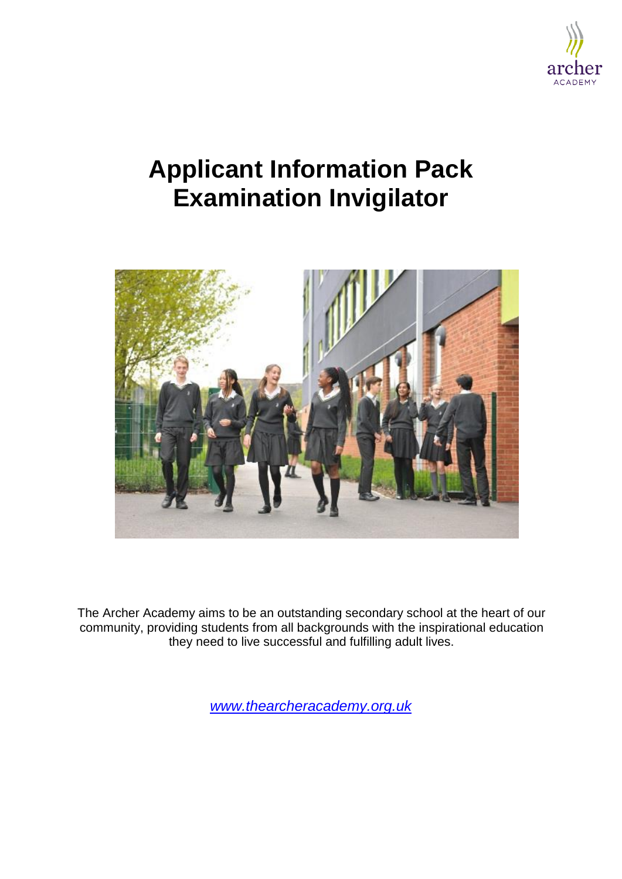archer
ACADEMY

# Applicant Information Pack
# Examination Invigilator

The Archer Academy aims to be an outstanding secondary school at the heart of our community, providing students from all backgrounds with the inspirational education they need to live successful and fulfilling adult lives.

[www.thearcheracademy.org.uk](http://www.thearcheracademy.org.uk)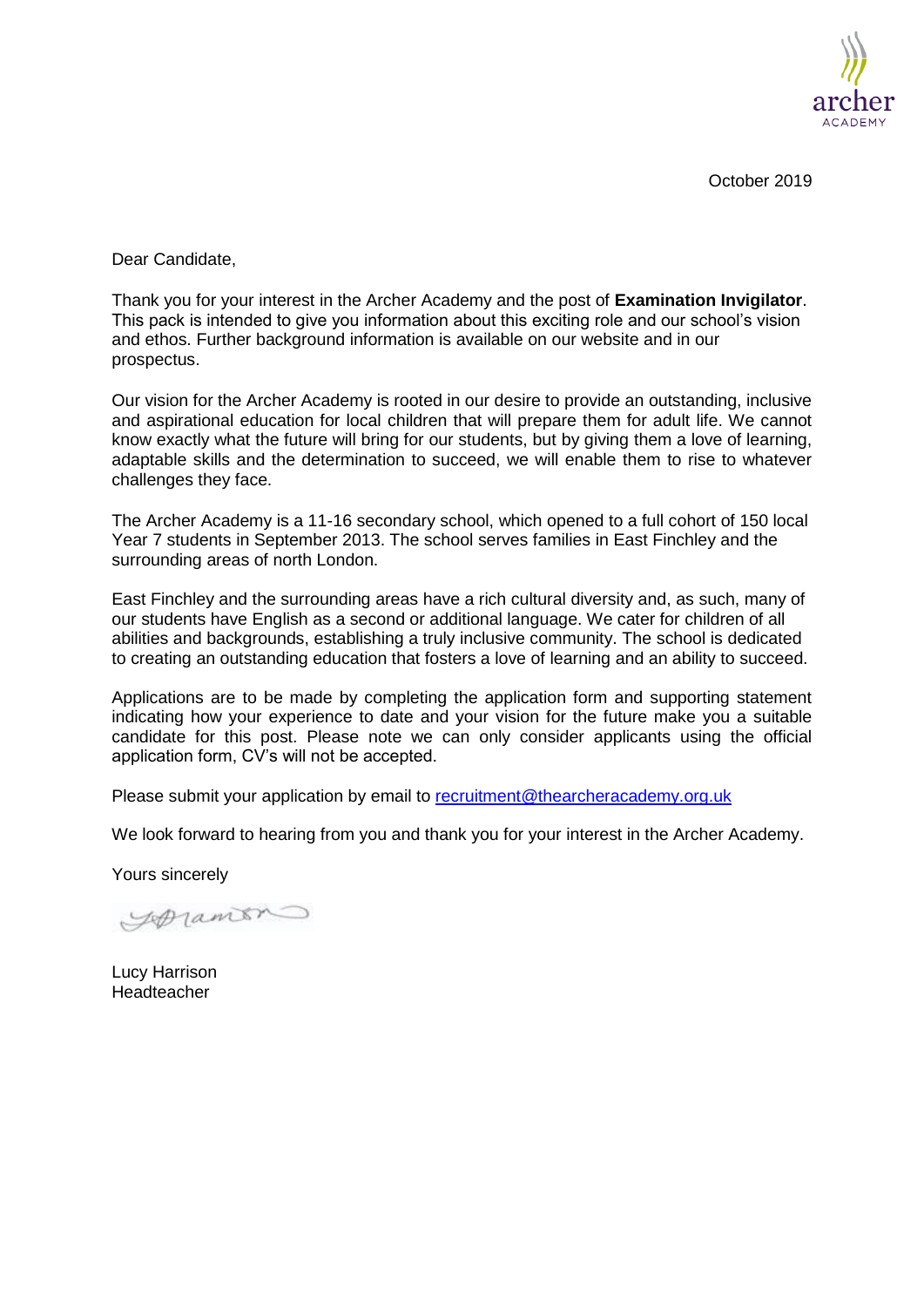October 2019

Dear Candidate,

Thank you for your interest in the Archer Academy and the post of **Examination Invigilator**. This pack is intended to give you information about this exciting role and our school's vision and ethos. Further background information is available on our website and in our prospectus.

Our vision for the Archer Academy is rooted in our desire to provide an outstanding, inclusive and aspirational education for local children that will prepare them for adult life. We cannot know exactly what the future will bring for our students, but by giving them a love of learning, adaptable skills and the determination to succeed, we will enable them to rise to whatever challenges they face.

The Archer Academy is a 11-16 secondary school, which opened to a full cohort of 150 local Year 7 students in September 2013. The school serves families in East Finchley and the surrounding areas of north London.

East Finchley and the surrounding areas have a rich cultural diversity and, as such, many of our students have English as a second or additional language. We cater for children of all abilities and backgrounds, establishing a truly inclusive community. The school is dedicated to creating an outstanding education that fosters a love of learning and an ability to succeed.

Applications are to be made by completing the application form and supporting statement indicating how your experience to date and your vision for the future make you a suitable candidate for this post. Please note we can only consider applicants using the official application form, CV's will not be accepted.

Please submit your application by email to [recruitment@thearcheracademy.org.uk](mailto:recruitment@thearcheracademy.org.uk)

We look forward to hearing from you and thank you for your interest in the Archer Academy.

Yours sincerely

Lucy Harrison
Headteacher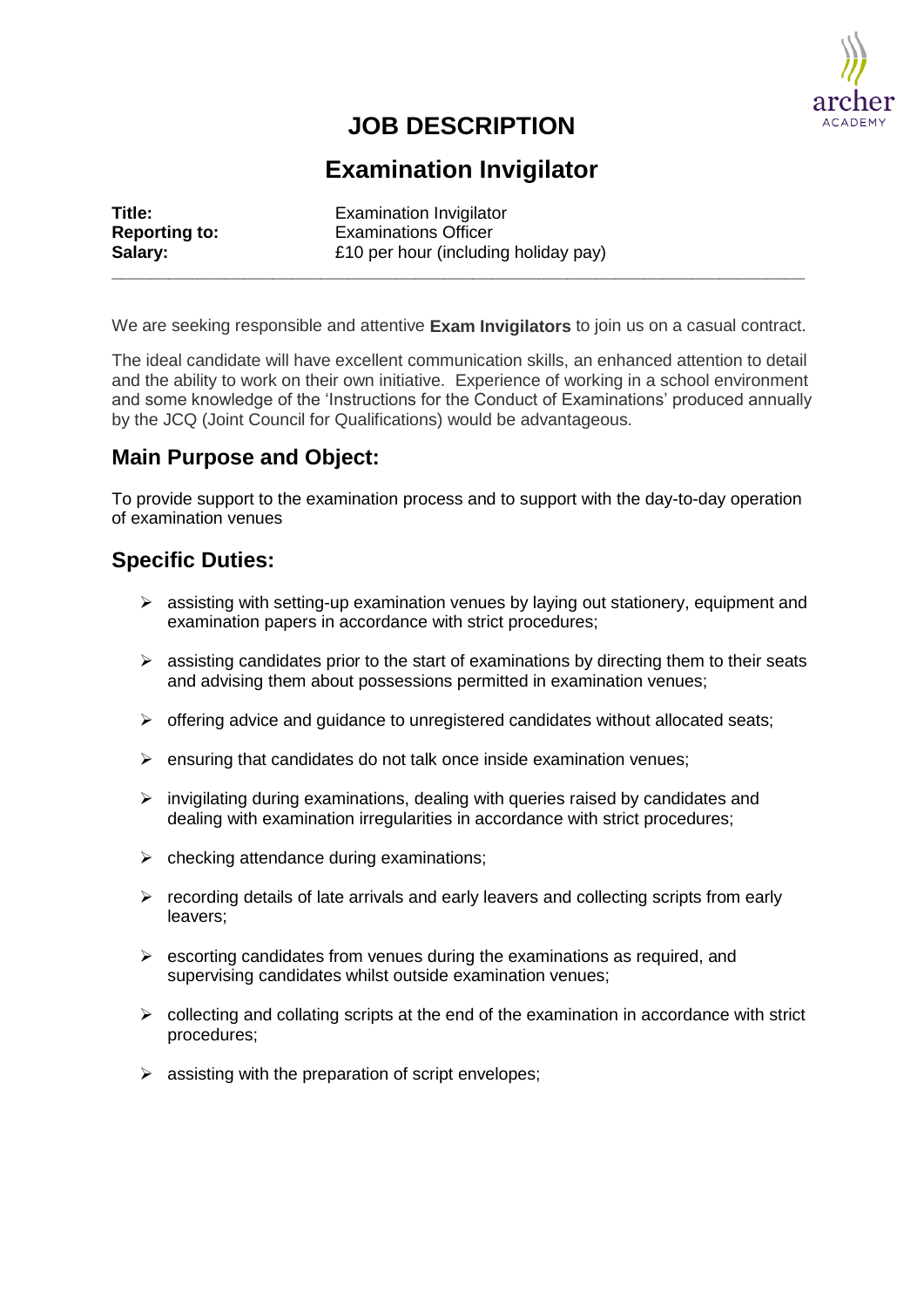# JOB DESCRIPTION

## Examination Invigilator

**Title:** Examination Invigilator
**Reporting to:** Examinations Officer
**Salary:** £10 per hour (including holiday pay)

---

We are seeking responsible and attentive **Exam Invigilators** to join us on a casual contract.

The ideal candidate will have excellent communication skills, an enhanced attention to detail and the ability to work on their own initiative. Experience of working in a school environment and some knowledge of the 'Instructions for the Conduct of Examinations' produced annually by the JCQ (Joint Council for Qualifications) would be advantageous.

### Main Purpose and Object:

To provide support to the examination process and to support with the day-to-day operation of examination venues

### Specific Duties:

- assisting with setting-up examination venues by laying out stationery, equipment and examination papers in accordance with strict procedures;
- assisting candidates prior to the start of examinations by directing them to their seats and advising them about possessions permitted in examination venues;
- offering advice and guidance to unregistered candidates without allocated seats;
- ensuring that candidates do not talk once inside examination venues;
- invigilating during examinations, dealing with queries raised by candidates and dealing with examination irregularities in accordance with strict procedures;
- checking attendance during examinations;
- recording details of late arrivals and early leavers and collecting scripts from early leavers;
- escorting candidates from venues during the examinations as required, and supervising candidates whilst outside examination venues;
- collecting and collating scripts at the end of the examination in accordance with strict procedures;
- assisting with the preparation of script envelopes;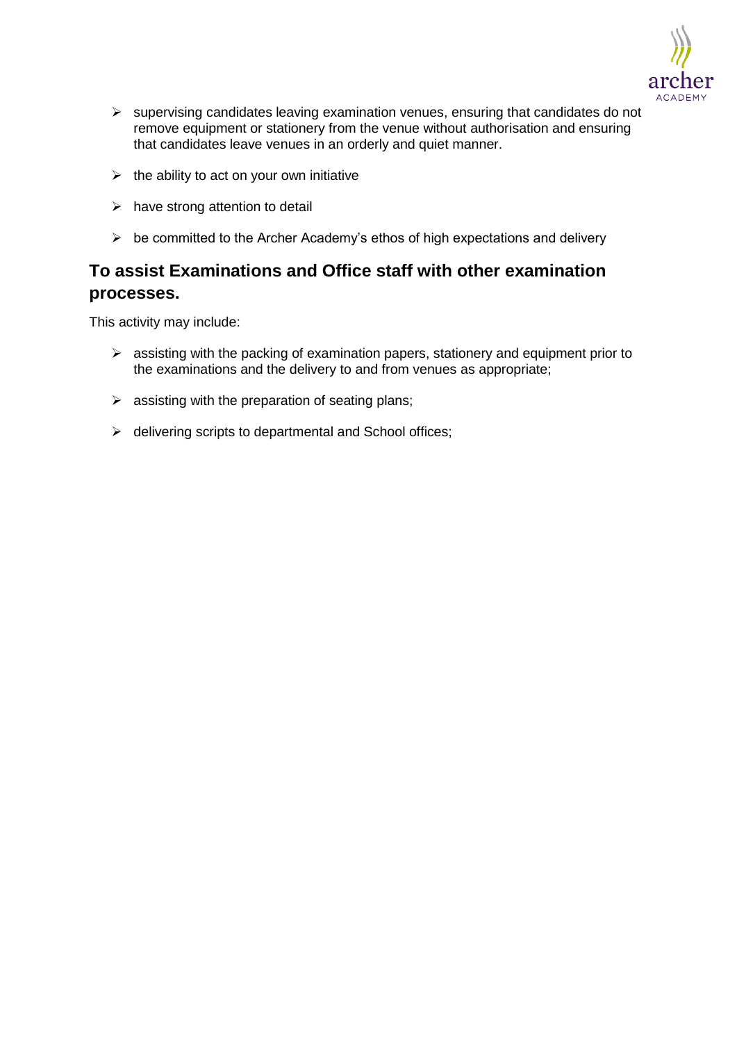- supervising candidates leaving examination venues, ensuring that candidates do not remove equipment or stationery from the venue without authorisation and ensuring that candidates leave venues in an orderly and quiet manner.
- the ability to act on your own initiative
- have strong attention to detail
- be committed to the Archer Academy's ethos of high expectations and delivery

## To assist Examinations and Office staff with other examination processes.

This activity may include:

- assisting with the packing of examination papers, stationery and equipment prior to the examinations and the delivery to and from venues as appropriate;
- assisting with the preparation of seating plans;
- delivering scripts to departmental and School offices;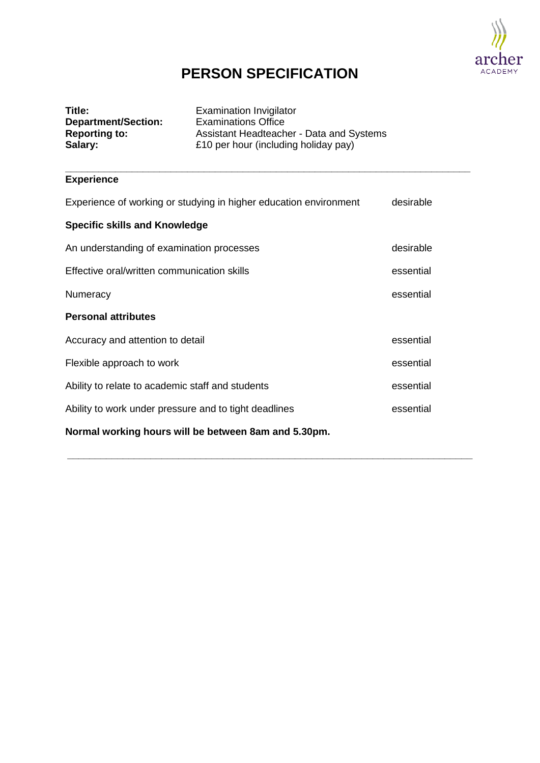# PERSON SPECIFICATION

**Title:** Examination Invigilator
**Department/Section:** Examinations Office
**Reporting to:** Assistant Headteacher - Data and Systems
**Salary:** £10 per hour (including holiday pay)

---

**Experience**

| | |
|---|---|
| Experience of working or studying in higher education environment | desirable |

**Specific skills and Knowledge**

| | |
|---|---|
| An understanding of examination processes | desirable |
| Effective oral/written communication skills | essential |
| Numeracy | essential |

**Personal attributes**

| | |
|---|---|
| Accuracy and attention to detail | essential |
| Flexible approach to work | essential |
| Ability to relate to academic staff and students | essential |
| Ability to work under pressure and to tight deadlines | essential |

**Normal working hours will be between 8am and 5.30pm.**

---